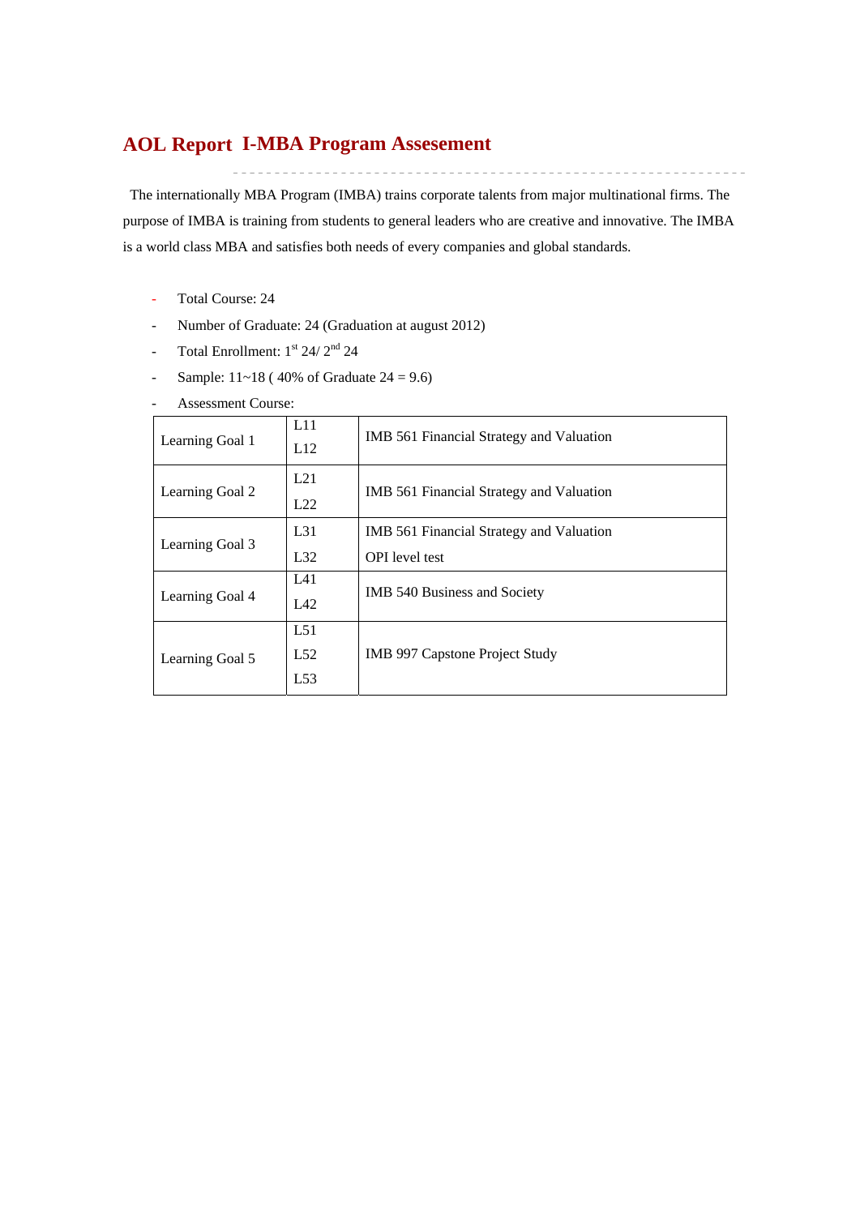# AOL Report I-MBA Program Assesement

The internationally MBA Program (IMBA) trains corporate talents from major multinational firms. The purpose of IMBA is training from students to general leaders who are creative and innovative. The IMBA is a world class MBA and satisfies both needs of every companies and global standards.

- Total Course: 24
- Number of Graduate: 24 (Graduation at august 2012)
- Total Enrollment: 1st 24/ 2nd 24
- Sample: 11~18 ( 40% of Graduate 24 = 9.6)
- Assessment Course:

| | | |
|---|---|---|
| Learning Goal 1 | L11<br>L12 | IMB 561 Financial Strategy and Valuation |
| Learning Goal 2 | L21<br>L22 | IMB 561 Financial Strategy and Valuation |
| Learning Goal 3 | L31<br>L32 | IMB 561 Financial Strategy and Valuation<br>OPI level test |
| Learning Goal 4 | L41<br>L42 | IMB 540 Business and Society |
| Learning Goal 5 | L51<br>L52<br>L53 | IMB 997 Capstone Project Study |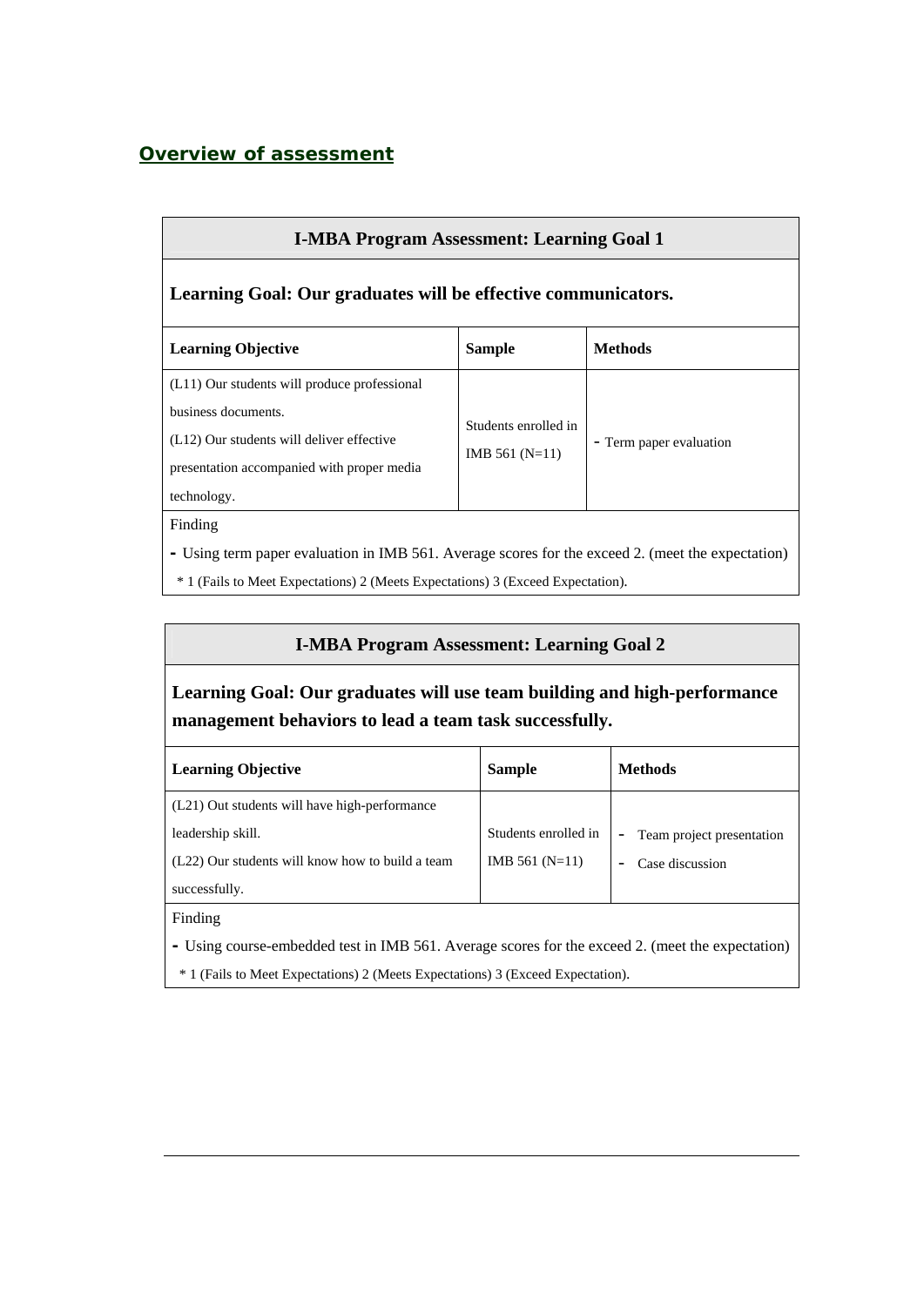## Overview of assessment

| I-MBA Program Assessment: Learning Goal 1 | | |
|---|---|---|
| **Learning Goal: Our graduates will be effective communicators.** | | |
| **Learning Objective** | **Sample** | **Methods** |
| (L11) Our students will produce professional business documents.<br>(L12) Our students will deliver effective presentation accompanied with proper media technology. | Students enrolled in IMB 561 (N=11) | - Term paper evaluation |
| Finding<br>- Using term paper evaluation in IMB 561. Average scores for the exceed 2. (meet the expectation)<br>* 1 (Fails to Meet Expectations) 2 (Meets Expectations) 3 (Exceed Expectation). | | |

| I-MBA Program Assessment: Learning Goal 2 | | |
|---|---|---|
| **Learning Goal: Our graduates will use team building and high-performance management behaviors to lead a team task successfully.** | | |
| **Learning Objective** | **Sample** | **Methods** |
| (L21) Out students will have high-performance leadership skill.<br>(L22) Our students will know how to build a team successfully. | Students enrolled in IMB 561 (N=11) | - Team project presentation<br>- Case discussion |
| Finding<br>- Using course-embedded test in IMB 561. Average scores for the exceed 2. (meet the expectation)<br>* 1 (Fails to Meet Expectations) 2 (Meets Expectations) 3 (Exceed Expectation). | | |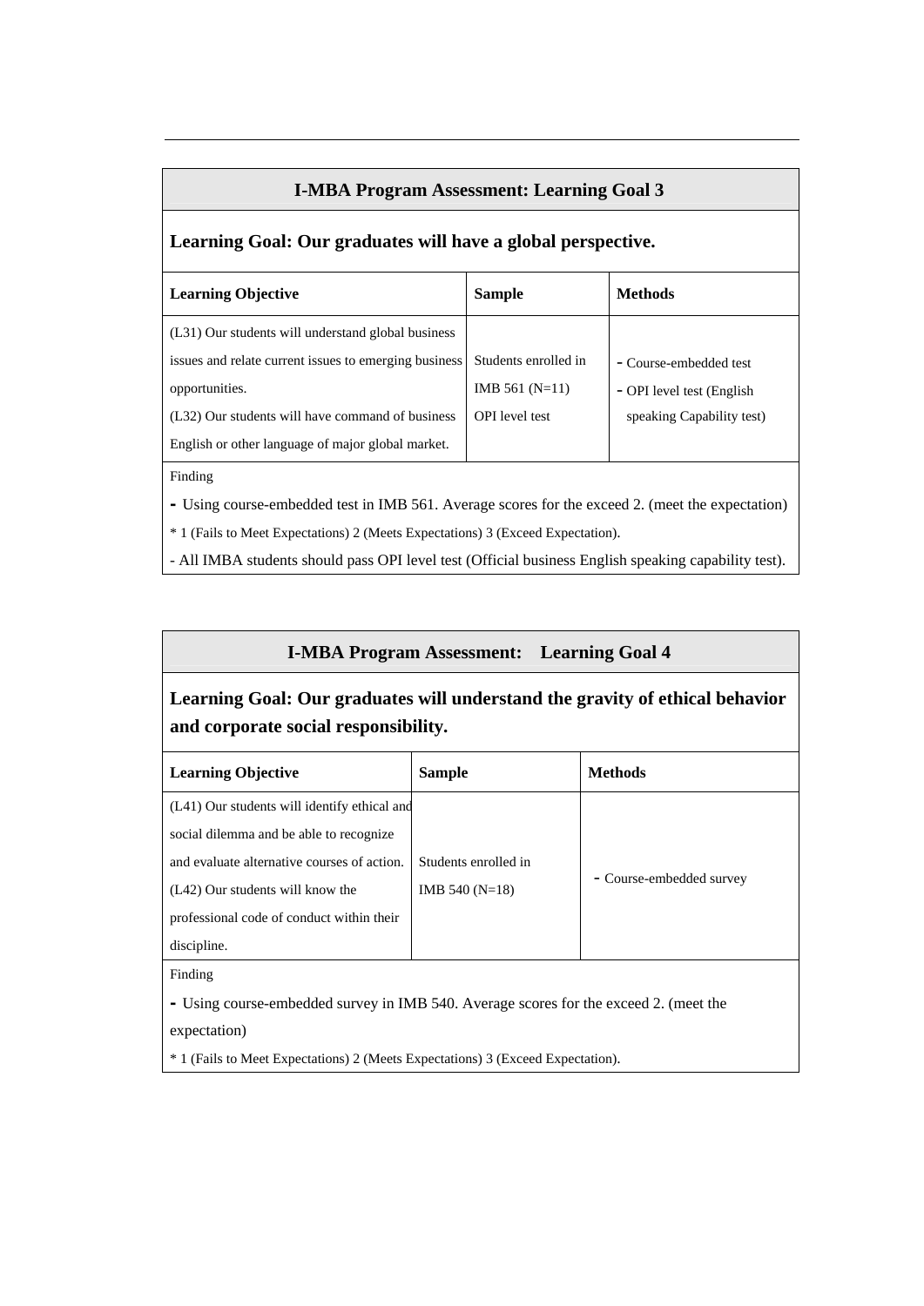## I-MBA Program Assessment: Learning Goal 3

**Learning Goal: Our graduates will have a global perspective.**

| Learning Objective | Sample | Methods |
| --- | --- | --- |
| (L31) Our students will understand global business issues and relate current issues to emerging business opportunities.<br>(L32) Our students will have command of business English or other language of major global market. | Students enrolled in IMB 561 (N=11)<br>OPI level test | - Course-embedded test<br>- OPI level test (English speaking Capability test) |

Finding

- Using course-embedded test in IMB 561. Average scores for the exceed 2. (meet the expectation)

\* 1 (Fails to Meet Expectations) 2 (Meets Expectations) 3 (Exceed Expectation).

- All IMBA students should pass OPI level test (Official business English speaking capability test).

## I-MBA Program Assessment: Learning Goal 4

**Learning Goal: Our graduates will understand the gravity of ethical behavior and corporate social responsibility.**

| Learning Objective | Sample | Methods |
| --- | --- | --- |
| (L41) Our students will identify ethical and social dilemma and be able to recognize and evaluate alternative courses of action.<br>(L42) Our students will know the professional code of conduct within their discipline. | Students enrolled in IMB 540 (N=18) | - Course-embedded survey |

Finding

- Using course-embedded survey in IMB 540. Average scores for the exceed 2. (meet the expectation)

\* 1 (Fails to Meet Expectations) 2 (Meets Expectations) 3 (Exceed Expectation).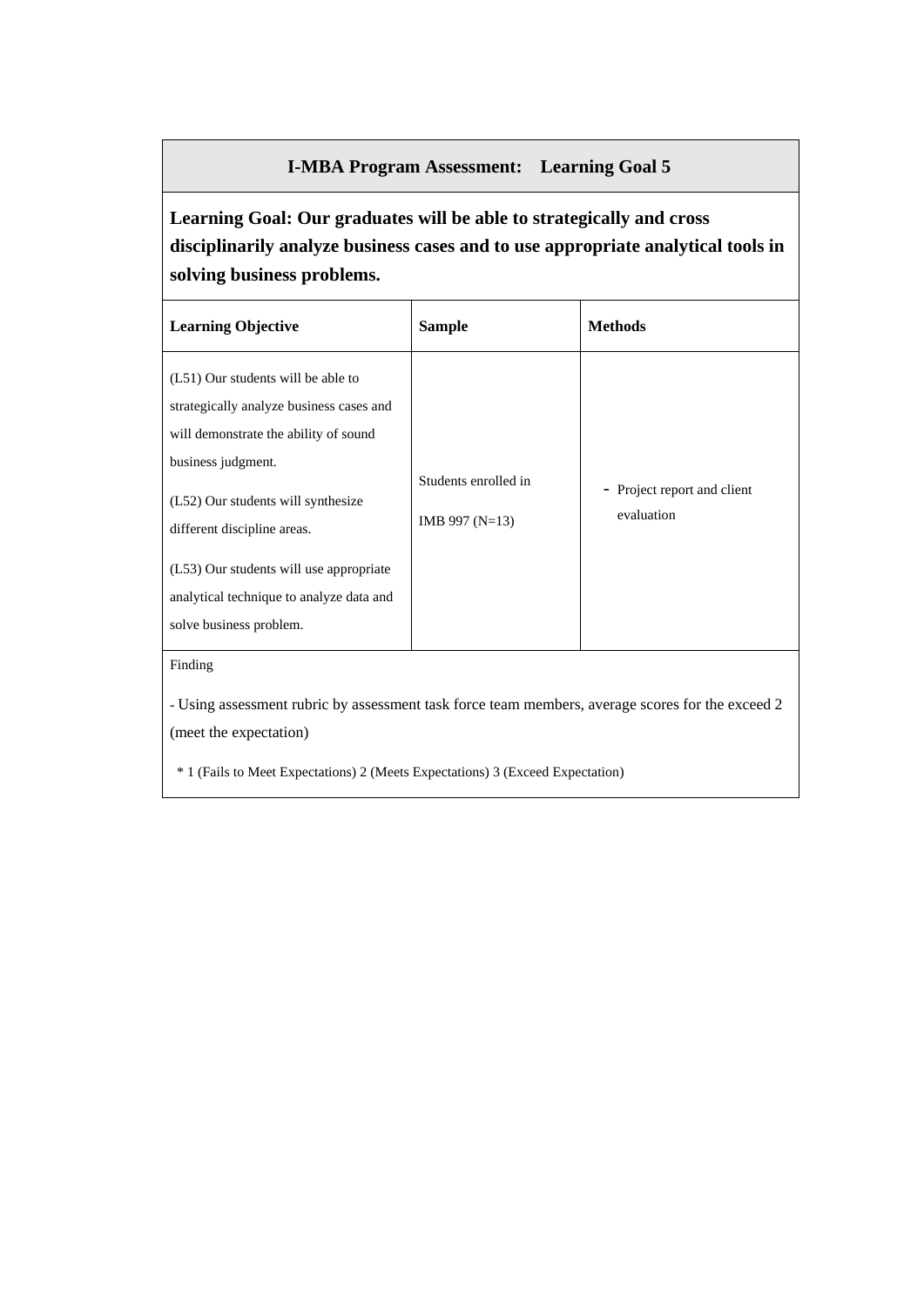## I-MBA Program Assessment: Learning Goal 5

**Learning Goal: Our graduates will be able to strategically and cross disciplinarily analyze business cases and to use appropriate analytical tools in solving business problems.**

| Learning Objective | Sample | Methods |
|---|---|---|
| (L51) Our students will be able to strategically analyze business cases and will demonstrate the ability of sound business judgment.<br><br>(L52) Our students will synthesize different discipline areas.<br><br>(L53) Our students will use appropriate analytical technique to analyze data and solve business problem. | Students enrolled in IMB 997 (N=13) | - Project report and client evaluation |

Finding

- Using assessment rubric by assessment task force team members, average scores for the exceed 2 (meet the expectation)

\* 1 (Fails to Meet Expectations) 2 (Meets Expectations) 3 (Exceed Expectation)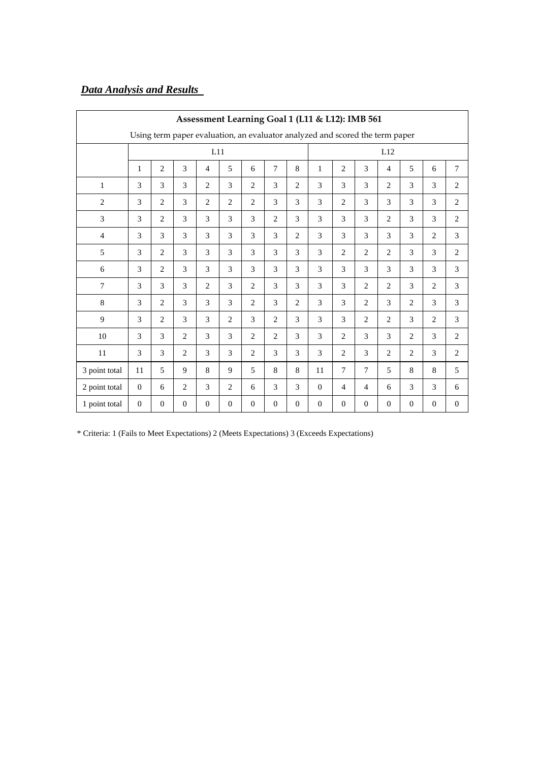***Data Analysis and Results***

| Assessment Learning Goal 1 (L11 & L12): IMB 561 | | | | | | | | | | | | | | | |
|---|---|---|---|---|---|---|---|---|---|---|---|---|---|---|---|
| Using term paper evaluation, an evaluator analyzed and scored the term paper | | | | | | | | | | | | | | | |
| | L11 | | | | | | | | L12 | | | | | | |
| | 1 | 2 | 3 | 4 | 5 | 6 | 7 | 8 | 1 | 2 | 3 | 4 | 5 | 6 | 7 |
| 1 | 3 | 3 | 3 | 2 | 3 | 2 | 3 | 2 | 3 | 3 | 3 | 2 | 3 | 3 | 2 |
| 2 | 3 | 2 | 3 | 2 | 2 | 2 | 3 | 3 | 3 | 2 | 3 | 3 | 3 | 3 | 2 |
| 3 | 3 | 2 | 3 | 3 | 3 | 3 | 2 | 3 | 3 | 3 | 3 | 2 | 3 | 3 | 2 |
| 4 | 3 | 3 | 3 | 3 | 3 | 3 | 3 | 2 | 3 | 3 | 3 | 3 | 3 | 2 | 3 |
| 5 | 3 | 2 | 3 | 3 | 3 | 3 | 3 | 3 | 3 | 2 | 2 | 2 | 3 | 3 | 2 |
| 6 | 3 | 2 | 3 | 3 | 3 | 3 | 3 | 3 | 3 | 3 | 3 | 3 | 3 | 3 | 3 |
| 7 | 3 | 3 | 3 | 2 | 3 | 2 | 3 | 3 | 3 | 3 | 2 | 2 | 3 | 2 | 3 |
| 8 | 3 | 2 | 3 | 3 | 3 | 2 | 3 | 2 | 3 | 3 | 2 | 3 | 2 | 3 | 3 |
| 9 | 3 | 2 | 3 | 3 | 2 | 3 | 2 | 3 | 3 | 3 | 2 | 2 | 3 | 2 | 3 |
| 10 | 3 | 3 | 2 | 3 | 3 | 2 | 2 | 3 | 3 | 2 | 3 | 3 | 2 | 3 | 2 |
| 11 | 3 | 3 | 2 | 3 | 3 | 2 | 3 | 3 | 3 | 2 | 3 | 2 | 2 | 3 | 2 |
| 3 point total | 11 | 5 | 9 | 8 | 9 | 5 | 8 | 8 | 11 | 7 | 7 | 5 | 8 | 8 | 5 |
| 2 point total | 0 | 6 | 2 | 3 | 2 | 6 | 3 | 3 | 0 | 4 | 4 | 6 | 3 | 3 | 6 |
| 1 point total | 0 | 0 | 0 | 0 | 0 | 0 | 0 | 0 | 0 | 0 | 0 | 0 | 0 | 0 | 0 |

* Criteria: 1 (Fails to Meet Expectations) 2 (Meets Expectations) 3 (Exceeds Expectations)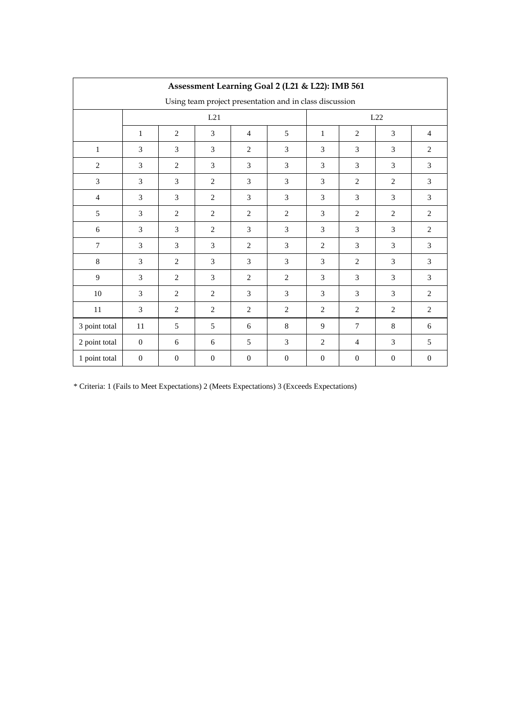| Assessment Learning Goal 2 (L21 & L22): IMB 561 | | | | | | | | | |
|---|---|---|---|---|---|---|---|---|---|
| Using team project presentation and in class discussion | | | | | | | | | |
| | L21 | | | | | L22 | | | |
| | 1 | 2 | 3 | 4 | 5 | 1 | 2 | 3 | 4 |
| 1 | 3 | 3 | 3 | 2 | 3 | 3 | 3 | 3 | 2 |
| 2 | 3 | 2 | 3 | 3 | 3 | 3 | 3 | 3 | 3 |
| 3 | 3 | 3 | 2 | 3 | 3 | 3 | 2 | 2 | 3 |
| 4 | 3 | 3 | 2 | 3 | 3 | 3 | 3 | 3 | 3 |
| 5 | 3 | 2 | 2 | 2 | 2 | 3 | 2 | 2 | 2 |
| 6 | 3 | 3 | 2 | 3 | 3 | 3 | 3 | 3 | 2 |
| 7 | 3 | 3 | 3 | 2 | 3 | 2 | 3 | 3 | 3 |
| 8 | 3 | 2 | 3 | 3 | 3 | 3 | 2 | 3 | 3 |
| 9 | 3 | 2 | 3 | 2 | 2 | 3 | 3 | 3 | 3 |
| 10 | 3 | 2 | 2 | 3 | 3 | 3 | 3 | 3 | 2 |
| 11 | 3 | 2 | 2 | 2 | 2 | 2 | 2 | 2 | 2 |
| 3 point total | 11 | 5 | 5 | 6 | 8 | 9 | 7 | 8 | 6 |
| 2 point total | 0 | 6 | 6 | 5 | 3 | 2 | 4 | 3 | 5 |
| 1 point total | 0 | 0 | 0 | 0 | 0 | 0 | 0 | 0 | 0 |

* Criteria: 1 (Fails to Meet Expectations) 2 (Meets Expectations) 3 (Exceeds Expectations)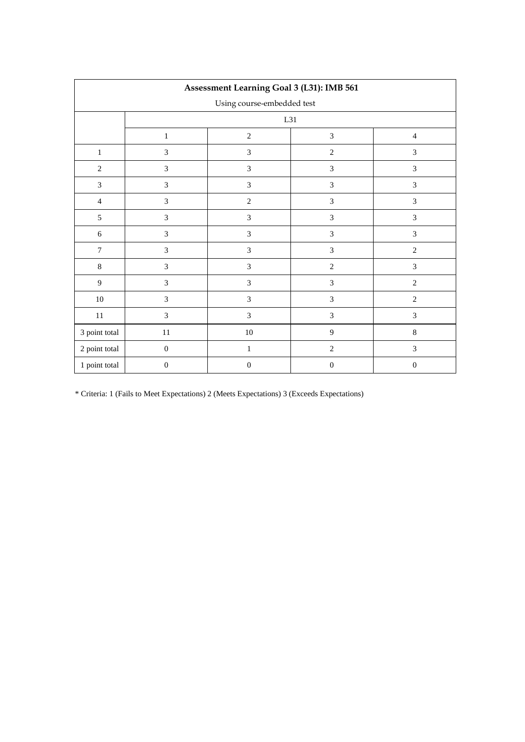| **Assessment Learning Goal 3 (L31): IMB 561** | | | | |
|---|---|---|---|---|
| Using course-embedded test | | | | |
| | L31 | | | |
| | 1 | 2 | 3 | 4 |
| 1 | 3 | 3 | 2 | 3 |
| 2 | 3 | 3 | 3 | 3 |
| 3 | 3 | 3 | 3 | 3 |
| 4 | 3 | 2 | 3 | 3 |
| 5 | 3 | 3 | 3 | 3 |
| 6 | 3 | 3 | 3 | 3 |
| 7 | 3 | 3 | 3 | 2 |
| 8 | 3 | 3 | 2 | 3 |
| 9 | 3 | 3 | 3 | 2 |
| 10 | 3 | 3 | 3 | 2 |
| 11 | 3 | 3 | 3 | 3 |
| 3 point total | 11 | 10 | 9 | 8 |
| 2 point total | 0 | 1 | 2 | 3 |
| 1 point total | 0 | 0 | 0 | 0 |

* Criteria: 1 (Fails to Meet Expectations) 2 (Meets Expectations) 3 (Exceeds Expectations)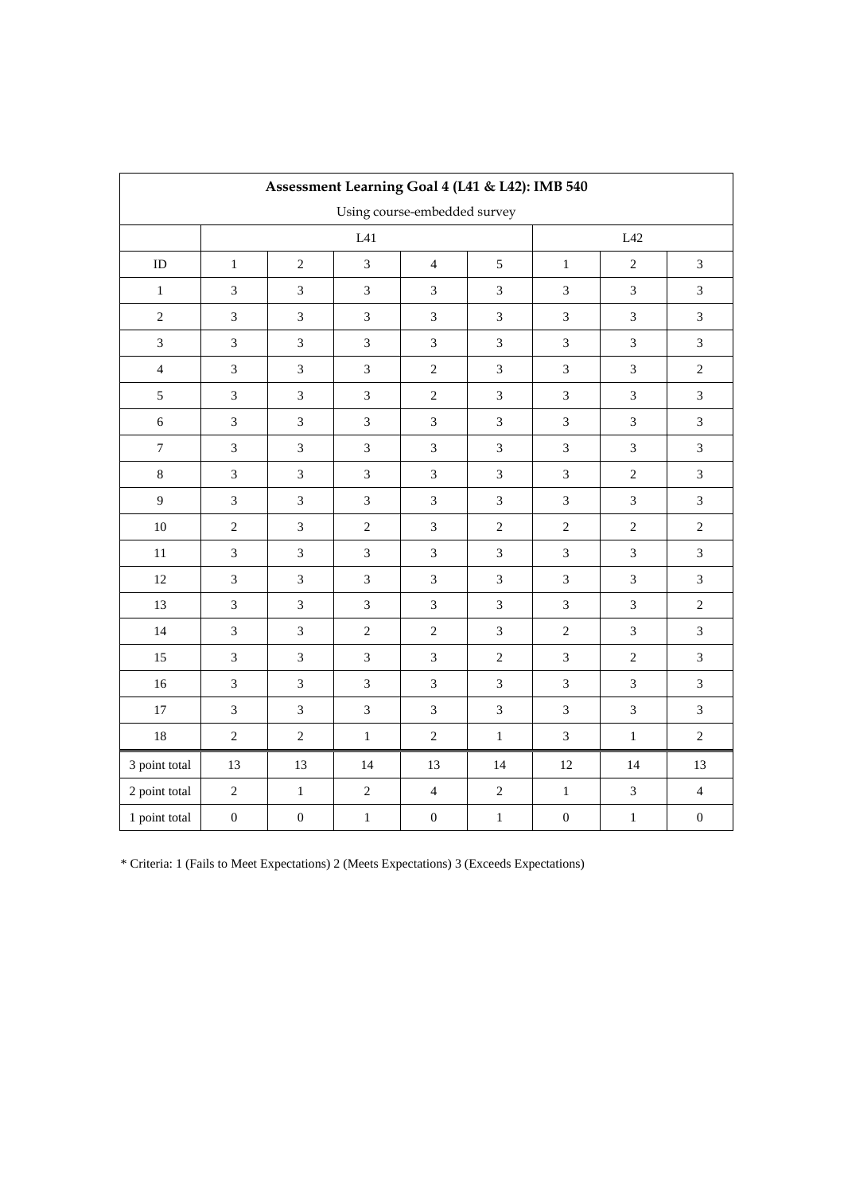| Assessment Learning Goal 4 (L41 & L42): IMB 540 | | | | | | | | |
|---|---|---|---|---|---|---|---|---|
| Using course-embedded survey | | | | | | | | |
| | L41 | | | | | L42 | | |
| ID | 1 | 2 | 3 | 4 | 5 | 1 | 2 | 3 |
| 1 | 3 | 3 | 3 | 3 | 3 | 3 | 3 | 3 |
| 2 | 3 | 3 | 3 | 3 | 3 | 3 | 3 | 3 |
| 3 | 3 | 3 | 3 | 3 | 3 | 3 | 3 | 3 |
| 4 | 3 | 3 | 3 | 2 | 3 | 3 | 3 | 2 |
| 5 | 3 | 3 | 3 | 2 | 3 | 3 | 3 | 3 |
| 6 | 3 | 3 | 3 | 3 | 3 | 3 | 3 | 3 |
| 7 | 3 | 3 | 3 | 3 | 3 | 3 | 3 | 3 |
| 8 | 3 | 3 | 3 | 3 | 3 | 3 | 2 | 3 |
| 9 | 3 | 3 | 3 | 3 | 3 | 3 | 3 | 3 |
| 10 | 2 | 3 | 2 | 3 | 2 | 2 | 2 | 2 |
| 11 | 3 | 3 | 3 | 3 | 3 | 3 | 3 | 3 |
| 12 | 3 | 3 | 3 | 3 | 3 | 3 | 3 | 3 |
| 13 | 3 | 3 | 3 | 3 | 3 | 3 | 3 | 2 |
| 14 | 3 | 3 | 2 | 2 | 3 | 2 | 3 | 3 |
| 15 | 3 | 3 | 3 | 3 | 2 | 3 | 2 | 3 |
| 16 | 3 | 3 | 3 | 3 | 3 | 3 | 3 | 3 |
| 17 | 3 | 3 | 3 | 3 | 3 | 3 | 3 | 3 |
| 18 | 2 | 2 | 1 | 2 | 1 | 3 | 1 | 2 |
| 3 point total | 13 | 13 | 14 | 13 | 14 | 12 | 14 | 13 |
| 2 point total | 2 | 1 | 2 | 4 | 2 | 1 | 3 | 4 |
| 1 point total | 0 | 0 | 1 | 0 | 1 | 0 | 1 | 0 |

* Criteria: 1 (Fails to Meet Expectations) 2 (Meets Expectations) 3 (Exceeds Expectations)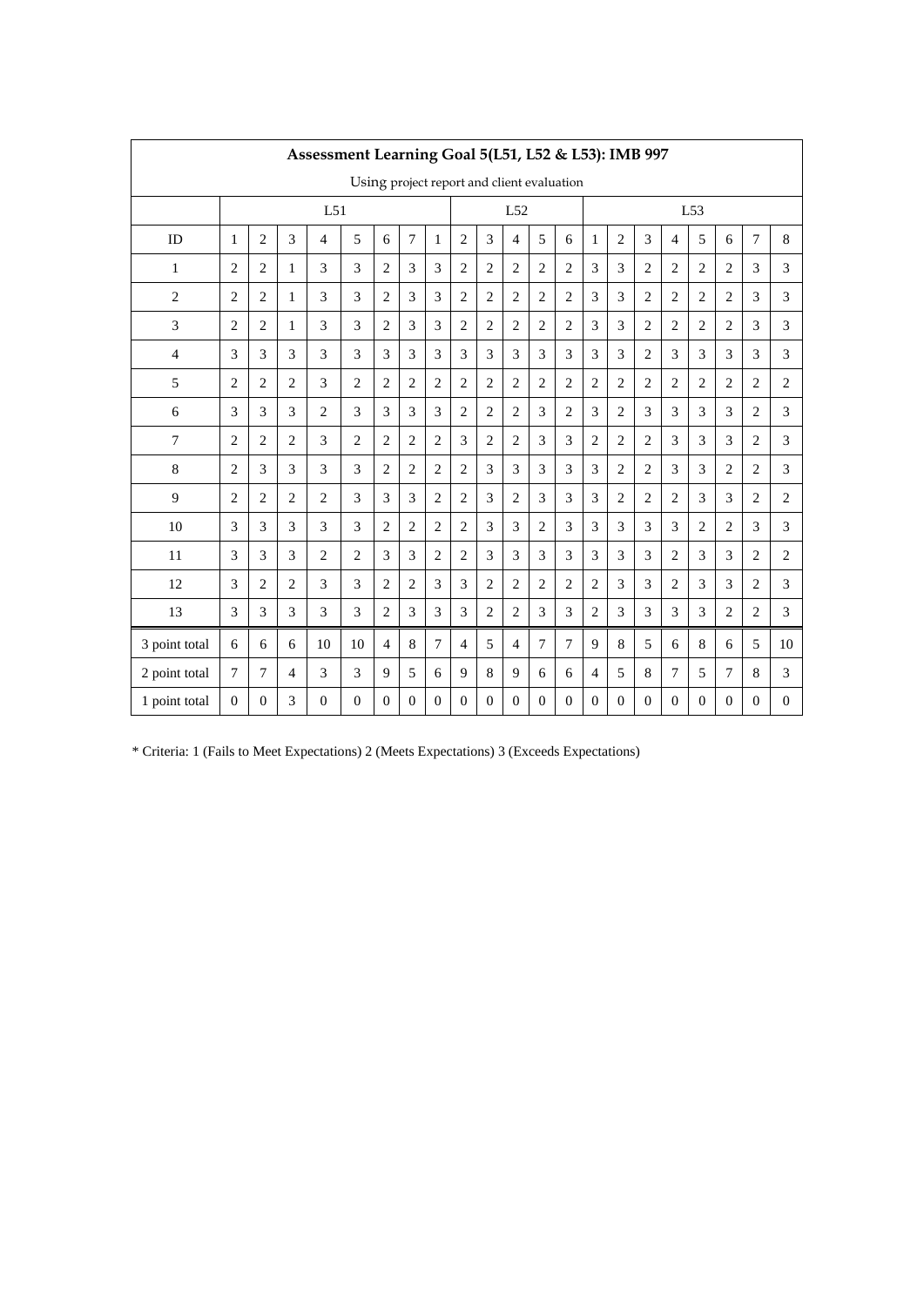| Assessment Learning Goal 5(L51, L52 & L53): IMB 997 | | | | | | | | | | | | | | | | | | | | | | |
|---|---|---|---|---|---|---|---|---|---|---|---|---|---|---|---|---|---|---|---|---|---|---|
| Using project report and client evaluation | | | | | | | | | | | | | | | | | | | | | | |
| | L51 | | | | | | | L52 | | | | | | L53 | | | | | | | | |
| ID | 1 | 2 | 3 | 4 | 5 | 6 | 7 | 1 | 2 | 3 | 4 | 5 | 6 | 1 | 2 | 3 | 4 | 5 | 6 | 7 | 8 |
| 1 | 2 | 2 | 1 | 3 | 3 | 2 | 3 | 3 | 2 | 2 | 2 | 2 | 2 | 3 | 3 | 2 | 2 | 2 | 2 | 3 | 3 |
| 2 | 2 | 2 | 1 | 3 | 3 | 2 | 3 | 3 | 2 | 2 | 2 | 2 | 2 | 3 | 3 | 2 | 2 | 2 | 2 | 3 | 3 |
| 3 | 2 | 2 | 1 | 3 | 3 | 2 | 3 | 3 | 2 | 2 | 2 | 2 | 2 | 3 | 3 | 2 | 2 | 2 | 2 | 3 | 3 |
| 4 | 3 | 3 | 3 | 3 | 3 | 3 | 3 | 3 | 3 | 3 | 3 | 3 | 3 | 3 | 3 | 2 | 3 | 3 | 3 | 3 | 3 |
| 5 | 2 | 2 | 2 | 3 | 2 | 2 | 2 | 2 | 2 | 2 | 2 | 2 | 2 | 2 | 2 | 2 | 2 | 2 | 2 | 2 | 2 |
| 6 | 3 | 3 | 3 | 2 | 3 | 3 | 3 | 3 | 2 | 2 | 2 | 3 | 2 | 3 | 2 | 3 | 3 | 3 | 3 | 2 | 3 |
| 7 | 2 | 2 | 2 | 3 | 2 | 2 | 2 | 2 | 3 | 2 | 2 | 3 | 3 | 2 | 2 | 2 | 3 | 3 | 3 | 2 | 3 |
| 8 | 2 | 3 | 3 | 3 | 3 | 2 | 2 | 2 | 2 | 3 | 3 | 3 | 3 | 3 | 2 | 2 | 3 | 3 | 2 | 2 | 3 |
| 9 | 2 | 2 | 2 | 2 | 3 | 3 | 3 | 2 | 2 | 3 | 2 | 3 | 3 | 3 | 2 | 2 | 2 | 3 | 3 | 2 | 2 |
| 10 | 3 | 3 | 3 | 3 | 3 | 2 | 2 | 2 | 2 | 3 | 3 | 2 | 3 | 3 | 3 | 3 | 3 | 2 | 2 | 3 | 3 |
| 11 | 3 | 3 | 3 | 2 | 2 | 3 | 3 | 2 | 2 | 3 | 3 | 3 | 3 | 3 | 3 | 3 | 2 | 3 | 3 | 2 | 2 |
| 12 | 3 | 2 | 2 | 3 | 3 | 2 | 2 | 3 | 3 | 2 | 2 | 2 | 2 | 2 | 3 | 3 | 2 | 3 | 3 | 2 | 3 |
| 13 | 3 | 3 | 3 | 3 | 3 | 2 | 3 | 3 | 3 | 2 | 2 | 3 | 3 | 2 | 3 | 3 | 3 | 3 | 2 | 2 | 3 |
| 3 point total | 6 | 6 | 6 | 10 | 10 | 4 | 8 | 7 | 4 | 5 | 4 | 7 | 7 | 9 | 8 | 5 | 6 | 8 | 6 | 5 | 10 |
| 2 point total | 7 | 7 | 4 | 3 | 3 | 9 | 5 | 6 | 9 | 8 | 9 | 6 | 6 | 4 | 5 | 8 | 7 | 5 | 7 | 8 | 3 |
| 1 point total | 0 | 0 | 3 | 0 | 0 | 0 | 0 | 0 | 0 | 0 | 0 | 0 | 0 | 0 | 0 | 0 | 0 | 0 | 0 | 0 | 0 |

* Criteria: 1 (Fails to Meet Expectations) 2 (Meets Expectations) 3 (Exceeds Expectations)